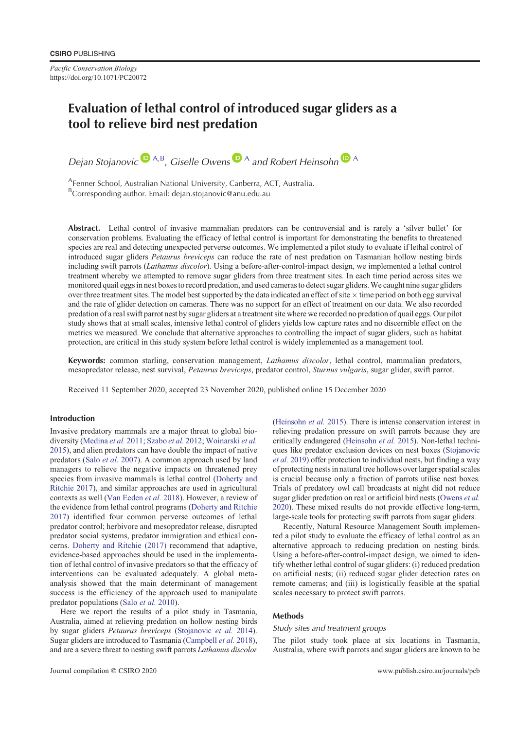CSIRO PUBLISHING

*Pacific Conservation Biology*
https://doi.org/10.1071/PC20072

# Evaluation of lethal control of introduced sugar gliders as a tool to relieve bird nest predation

*Dejan Stojanovic* [A,B], *Giselle Owens* [A] and *Robert Heinsohn* [A]

[A]Fenner School, Australian National University, Canberra, ACT, Australia.
[B]Corresponding author. Email: dejan.stojanovic@anu.edu.au

**Abstract.** Lethal control of invasive mammalian predators can be controversial and is rarely a 'silver bullet' for conservation problems. Evaluating the efficacy of lethal control is important for demonstrating the benefits to threatened species are real and detecting unexpected perverse outcomes. We implemented a pilot study to evaluate if lethal control of introduced sugar gliders *Petaurus breviceps* can reduce the rate of nest predation on Tasmanian hollow nesting birds including swift parrots (*Lathamus discolor*). Using a before-after-control-impact design, we implemented a lethal control treatment whereby we attempted to remove sugar gliders from three treatment sites. In each time period across sites we monitored quail eggs in nest boxes to record predation, and used cameras to detect sugar gliders. We caught nine sugar gliders over three treatment sites. The model best supported by the data indicated an effect of site × time period on both egg survival and the rate of glider detection on cameras. There was no support for an effect of treatment on our data. We also recorded predation of a real swift parrot nest by sugar gliders at a treatment site where we recorded no predation of quail eggs. Our pilot study shows that at small scales, intensive lethal control of gliders yields low capture rates and no discernible effect on the metrics we measured. We conclude that alternative approaches to controlling the impact of sugar gliders, such as habitat protection, are critical in this study system before lethal control is widely implemented as a management tool.

**Keywords:** common starling, conservation management, *Lathamus discolor*, lethal control, mammalian predators, mesopredator release, nest survival, *Petaurus breviceps*, predator control, *Sturnus vulgaris*, sugar glider, swift parrot.

Received 11 September 2020, accepted 23 November 2020, published online 15 December 2020

## Introduction

Invasive predatory mammals are a major threat to global biodiversity (Medina *et al.* 2011; Szabo *et al.* 2012; Woinarski *et al.* 2015), and alien predators can have double the impact of native predators (Salo *et al.* 2007). A common approach used by land managers to relieve the negative impacts on threatened prey species from invasive mammals is lethal control (Doherty and Ritchie 2017), and similar approaches are used in agricultural contexts as well (Van Eeden *et al.* 2018). However, a review of the evidence from lethal control programs (Doherty and Ritchie 2017) identified four common perverse outcomes of lethal predator control; herbivore and mesopredator release, disrupted predator social systems, predator immigration and ethical concerns. Doherty and Ritchie (2017) recommend that adaptive, evidence-based approaches should be used in the implementation of lethal control of invasive predators so that the efficacy of interventions can be evaluated adequately. A global meta-analysis showed that the main determinant of management success is the efficiency of the approach used to manipulate predator populations (Salo *et al.* 2010).

Here we report the results of a pilot study in Tasmania, Australia, aimed at relieving predation on hollow nesting birds by sugar gliders *Petaurus breviceps* (Stojanovic *et al.* 2014). Sugar gliders are introduced to Tasmania (Campbell *et al.* 2018), and are a severe threat to nesting swift parrots *Lathamus discolor* (Heinsohn *et al.* 2015). There is intense conservation interest in relieving predation pressure on swift parrots because they are critically endangered (Heinsohn *et al.* 2015). Non-lethal techniques like predator exclusion devices on nest boxes (Stojanovic *et al.* 2019) offer protection to individual nests, but finding a way of protecting nests in natural tree hollows over larger spatial scales is crucial because only a fraction of parrots utilise nest boxes. Trials of predatory owl call broadcasts at night did not reduce sugar glider predation on real or artificial bird nests (Owens *et al.* 2020). These mixed results do not provide effective long-term, large-scale tools for protecting swift parrots from sugar gliders.

Recently, Natural Resource Management South implemented a pilot study to evaluate the efficacy of lethal control as an alternative approach to reducing predation on nesting birds. Using a before-after-control-impact design, we aimed to identify whether lethal control of sugar gliders: (i) reduced predation on artificial nests; (ii) reduced sugar glider detection rates on remote cameras; and (iii) is logistically feasible at the spatial scales necessary to protect swift parrots.

## Methods

### Study sites and treatment groups

The pilot study took place at six locations in Tasmania, Australia, where swift parrots and sugar gliders are known to be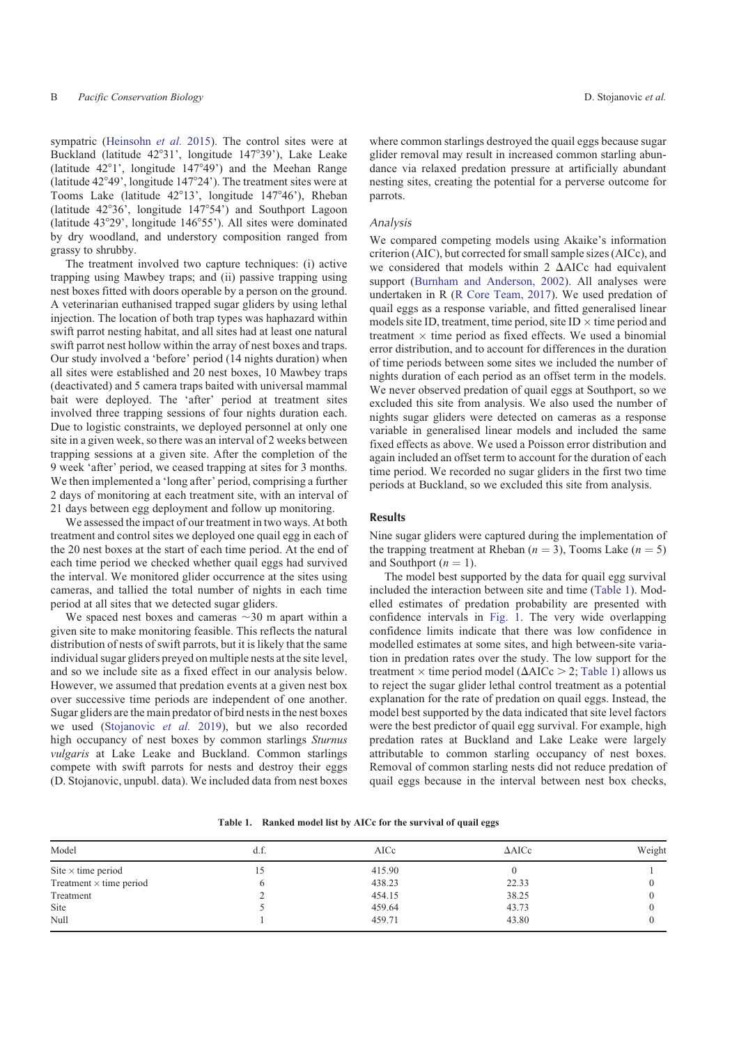sympatric (Heinsohn *et al.* 2015). The control sites were at Buckland (latitude 42°31', longitude 147°39'), Lake Leake (latitude 42°1', longitude 147°49') and the Meehan Range (latitude 42°49', longitude 147°24'). The treatment sites were at Tooms Lake (latitude 42°13', longitude 147°46'), Rheban (latitude 42°36', longitude 147°54') and Southport Lagoon (latitude 43°29', longitude 146°55'). All sites were dominated by dry woodland, and understory composition ranged from grassy to shrubby.

The treatment involved two capture techniques: (i) active trapping using Mawbey traps; and (ii) passive trapping using nest boxes fitted with doors operable by a person on the ground. A veterinarian euthanised trapped sugar gliders by using lethal injection. The location of both trap types was haphazard within swift parrot nesting habitat, and all sites had at least one natural swift parrot nest hollow within the array of nest boxes and traps. Our study involved a 'before' period (14 nights duration) when all sites were established and 20 nest boxes, 10 Mawbey traps (deactivated) and 5 camera traps baited with universal mammal bait were deployed. The 'after' period at treatment sites involved three trapping sessions of four nights duration each. Due to logistic constraints, we deployed personnel at only one site in a given week, so there was an interval of 2 weeks between trapping sessions at a given site. After the completion of the 9 week 'after' period, we ceased trapping at sites for 3 months. We then implemented a 'long after' period, comprising a further 2 days of monitoring at each treatment site, with an interval of 21 days between egg deployment and follow up monitoring.

We assessed the impact of our treatment in two ways. At both treatment and control sites we deployed one quail egg in each of the 20 nest boxes at the start of each time period. At the end of each time period we checked whether quail eggs had survived the interval. We monitored glider occurrence at the sites using cameras, and tallied the total number of nights in each time period at all sites that we detected sugar gliders.

We spaced nest boxes and cameras ~30 m apart within a given site to make monitoring feasible. This reflects the natural distribution of nests of swift parrots, but it is likely that the same individual sugar gliders preyed on multiple nests at the site level, and so we include site as a fixed effect in our analysis below. However, we assumed that predation events at a given nest box over successive time periods are independent of one another. Sugar gliders are the main predator of bird nests in the nest boxes we used (Stojanovic *et al.* 2019), but we also recorded high occupancy of nest boxes by common starlings *Sturnus vulgaris* at Lake Leake and Buckland. Common starlings compete with swift parrots for nests and destroy their eggs (D. Stojanovic, unpubl. data). We included data from nest boxes where common starlings destroyed the quail eggs because sugar glider removal may result in increased common starling abundance via relaxed predation pressure at artificially abundant nesting sites, creating the potential for a perverse outcome for parrots.

### Analysis

We compared competing models using Akaike's information criterion (AIC), but corrected for small sample sizes (AICc), and we considered that models within 2 ΔAICc had equivalent support (Burnham and Anderson, 2002). All analyses were undertaken in R (R Core Team, 2017). We used predation of quail eggs as a response variable, and fitted generalised linear models site ID, treatment, time period, site ID × time period and treatment × time period as fixed effects. We used a binomial error distribution, and to account for differences in the duration of time periods between some sites we included the number of nights duration of each period as an offset term in the models. We never observed predation of quail eggs at Southport, so we excluded this site from analysis. We also used the number of nights sugar gliders were detected on cameras as a response variable in generalised linear models and included the same fixed effects as above. We used a Poisson error distribution and again included an offset term to account for the duration of each time period. We recorded no sugar gliders in the first two time periods at Buckland, so we excluded this site from analysis.

## Results

Nine sugar gliders were captured during the implementation of the trapping treatment at Rheban ($n = 3$), Tooms Lake ($n = 5$) and Southport ($n = 1$).

The model best supported by the data for quail egg survival included the interaction between site and time (Table 1). Modelled estimates of predation probability are presented with confidence intervals in Fig. 1. The very wide overlapping confidence limits indicate that there was low confidence in modelled estimates at some sites, and high between-site variation in predation rates over the study. The low support for the treatment × time period model (ΔAICc > 2; Table 1) allows us to reject the sugar glider lethal control treatment as a potential explanation for the rate of predation on quail eggs. Instead, the model best supported by the data indicated that site level factors were the best predictor of quail egg survival. For example, high predation rates at Buckland and Lake Leake were largely attributable to common starling occupancy of nest boxes. Removal of common starling nests did not reduce predation of quail eggs because in the interval between nest box checks,

**Table 1. Ranked model list by AICc for the survival of quail eggs**

| Model | d.f. | AICc | ΔAICc | Weight |
|---|---|---|---|---|
| Site × time period | 15 | 415.90 | 0 | 1 |
| Treatment × time period | 6 | 438.23 | 22.33 | 0 |
| Treatment | 2 | 454.15 | 38.25 | 0 |
| Site | 5 | 459.64 | 43.73 | 0 |
| Null | 1 | 459.71 | 43.80 | 0 |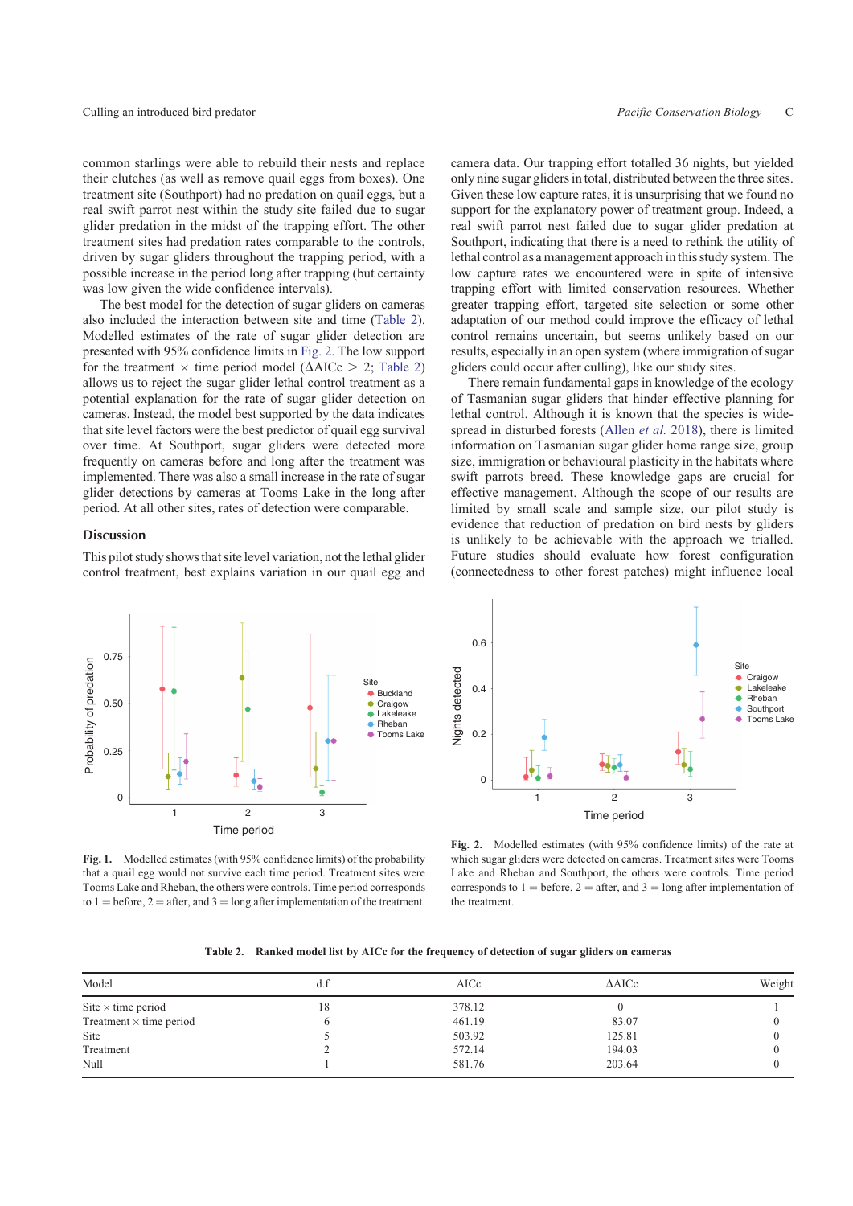common starlings were able to rebuild their nests and replace their clutches (as well as remove quail eggs from boxes). One treatment site (Southport) had no predation on quail eggs, but a real swift parrot nest within the study site failed due to sugar glider predation in the midst of the trapping effort. The other treatment sites had predation rates comparable to the controls, driven by sugar gliders throughout the trapping period, with a possible increase in the period long after trapping (but certainty was low given the wide confidence intervals).

The best model for the detection of sugar gliders on cameras also included the interaction between site and time (Table 2). Modelled estimates of the rate of sugar glider detection are presented with 95% confidence limits in Fig. 2. The low support for the treatment × time period model ($\Delta$AICc > 2; Table 2) allows us to reject the sugar glider lethal control treatment as a potential explanation for the rate of sugar glider detection on cameras. Instead, the model best supported by the data indicates that site level factors were the best predictor of quail egg survival over time. At Southport, sugar gliders were detected more frequently on cameras before and long after the treatment was implemented. There was also a small increase in the rate of sugar glider detections by cameras at Tooms Lake in the long after period. At all other sites, rates of detection were comparable.

## Discussion

This pilot study shows that site level variation, not the lethal glider control treatment, best explains variation in our quail egg and camera data. Our trapping effort totalled 36 nights, but yielded only nine sugar gliders in total, distributed between the three sites. Given these low capture rates, it is unsurprising that we found no support for the explanatory power of treatment group. Indeed, a real swift parrot nest failed due to sugar glider predation at Southport, indicating that there is a need to rethink the utility of lethal control as a management approach in this study system. The low capture rates we encountered were in spite of intensive trapping effort with limited conservation resources. Whether greater trapping effort, targeted site selection or some other adaptation of our method could improve the efficacy of lethal control remains uncertain, but seems unlikely based on our results, especially in an open system (where immigration of sugar gliders could occur after culling), like our study sites.

There remain fundamental gaps in knowledge of the ecology of Tasmanian sugar gliders that hinder effective planning for lethal control. Although it is known that the species is widespread in disturbed forests (Allen *et al.* 2018), there is limited information on Tasmanian sugar glider home range size, group size, immigration or behavioural plasticity in the habitats where swift parrots breed. These knowledge gaps are crucial for effective management. Although the scope of our results are limited by small scale and sample size, our pilot study is evidence that reduction of predation on bird nests by gliders is unlikely to be achievable with the approach we trialled. Future studies should evaluate how forest configuration (connectedness to other forest patches) might influence local

**Fig. 1.** Modelled estimates (with 95% confidence limits) of the probability that a quail egg would not survive each time period. Treatment sites were Tooms Lake and Rheban, the others were controls. Time period corresponds to 1 = before, 2 = after, and 3 = long after implementation of the treatment.

**Fig. 2.** Modelled estimates (with 95% confidence limits) of the rate at which sugar gliders were detected on cameras. Treatment sites were Tooms Lake and Rheban and Southport, the others were controls. Time period corresponds to 1 = before, 2 = after, and 3 = long after implementation of the treatment.

**Table 2. Ranked model list by AICc for the frequency of detection of sugar gliders on cameras**

| Model | d.f. | AICc | $\Delta$AICc | Weight |
|---|---|---|---|---|
| Site × time period | 18 | 378.12 | 0 | 1 |
| Treatment × time period | 6 | 461.19 | 83.07 | 0 |
| Site | 5 | 503.92 | 125.81 | 0 |
| Treatment | 2 | 572.14 | 194.03 | 0 |
| Null | 1 | 581.76 | 203.64 | 0 |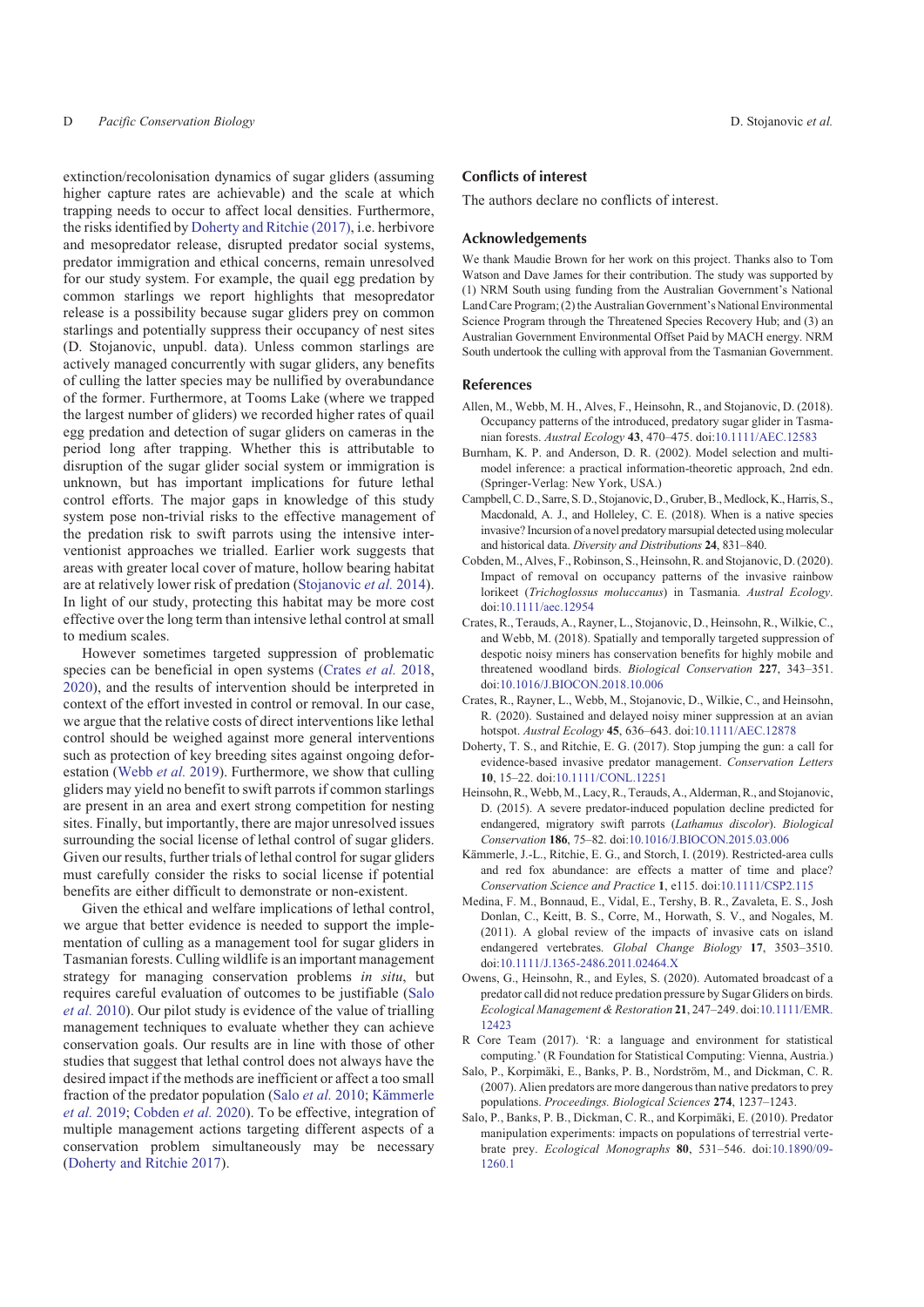extinction/recolonisation dynamics of sugar gliders (assuming higher capture rates are achievable) and the scale at which trapping needs to occur to affect local densities. Furthermore, the risks identified by Doherty and Ritchie (2017), i.e. herbivore and mesopredator release, disrupted predator social systems, predator immigration and ethical concerns, remain unresolved for our study system. For example, the quail egg predation by common starlings we report highlights that mesopredator release is a possibility because sugar gliders prey on common starlings and potentially suppress their occupancy of nest sites (D. Stojanovic, unpubl. data). Unless common starlings are actively managed concurrently with sugar gliders, any benefits of culling the latter species may be nullified by overabundance of the former. Furthermore, at Tooms Lake (where we trapped the largest number of gliders) we recorded higher rates of quail egg predation and detection of sugar gliders on cameras in the period long after trapping. Whether this is attributable to disruption of the sugar glider social system or immigration is unknown, but has important implications for future lethal control efforts. The major gaps in knowledge of this study system pose non-trivial risks to the effective management of the predation risk to swift parrots using the intensive interventionist approaches we trialled. Earlier work suggests that areas with greater local cover of mature, hollow bearing habitat are at relatively lower risk of predation (Stojanovic *et al.* 2014). In light of our study, protecting this habitat may be more cost effective over the long term than intensive lethal control at small to medium scales.

However sometimes targeted suppression of problematic species can be beneficial in open systems (Crates *et al.* 2018, 2020), and the results of intervention should be interpreted in context of the effort invested in control or removal. In our case, we argue that the relative costs of direct interventions like lethal control should be weighed against more general interventions such as protection of key breeding sites against ongoing deforestation (Webb *et al.* 2019). Furthermore, we show that culling gliders may yield no benefit to swift parrots if common starlings are present in an area and exert strong competition for nesting sites. Finally, but importantly, there are major unresolved issues surrounding the social license of lethal control of sugar gliders. Given our results, further trials of lethal control for sugar gliders must carefully consider the risks to social license if potential benefits are either difficult to demonstrate or non-existent.

Given the ethical and welfare implications of lethal control, we argue that better evidence is needed to support the implementation of culling as a management tool for sugar gliders in Tasmanian forests. Culling wildlife is an important management strategy for managing conservation problems *in situ*, but requires careful evaluation of outcomes to be justifiable (Salo *et al.* 2010). Our pilot study is evidence of the value of trialling management techniques to evaluate whether they can achieve conservation goals. Our results are in line with those of other studies that suggest that lethal control does not always have the desired impact if the methods are inefficient or affect a too small fraction of the predator population (Salo *et al.* 2010; Kämmerle *et al.* 2019; Cobden *et al.* 2020). To be effective, integration of multiple management actions targeting different aspects of a conservation problem simultaneously may be necessary (Doherty and Ritchie 2017).

## Conflicts of interest

The authors declare no conflicts of interest.

## Acknowledgements

We thank Maudie Brown for her work on this project. Thanks also to Tom Watson and Dave James for their contribution. The study was supported by (1) NRM South using funding from the Australian Government's National Land Care Program; (2) the Australian Government's National Environmental Science Program through the Threatened Species Recovery Hub; and (3) an Australian Government Environmental Offset Paid by MACH energy. NRM South undertook the culling with approval from the Tasmanian Government.

## References

Allen, M., Webb, M. H., Alves, F., Heinsohn, R., and Stojanovic, D. (2018). Occupancy patterns of the introduced, predatory sugar glider in Tasmanian forests. *Austral Ecology* **43**, 470–475. doi:10.1111/AEC.12583

Burnham, K. P. and Anderson, D. R. (2002). Model selection and multimodel inference: a practical information-theoretic approach, 2nd edn. (Springer-Verlag: New York, USA.)

Campbell, C. D., Sarre, S. D., Stojanovic, D., Gruber, B., Medlock, K., Harris, S., Macdonald, A. J., and Holleley, C. E. (2018). When is a native species invasive? Incursion of a novel predatory marsupial detected using molecular and historical data. *Diversity and Distributions* **24**, 831–840.

Cobden, M., Alves, F., Robinson, S., Heinsohn, R. and Stojanovic, D. (2020). Impact of removal on occupancy patterns of the invasive rainbow lorikeet (*Trichoglossus moluccanus*) in Tasmania. *Austral Ecology*. doi:10.1111/aec.12954

Crates, R., Terauds, A., Rayner, L., Stojanovic, D., Heinsohn, R., Wilkie, C., and Webb, M. (2018). Spatially and temporally targeted suppression of despotic noisy miners has conservation benefits for highly mobile and threatened woodland birds. *Biological Conservation* **227**, 343–351. doi:10.1016/J.BIOCON.2018.10.006

Crates, R., Rayner, L., Webb, M., Stojanovic, D., Wilkie, C., and Heinsohn, R. (2020). Sustained and delayed noisy miner suppression at an avian hotspot. *Austral Ecology* **45**, 636–643. doi:10.1111/AEC.12878

Doherty, T. S., and Ritchie, E. G. (2017). Stop jumping the gun: a call for evidence-based invasive predator management. *Conservation Letters* **10**, 15–22. doi:10.1111/CONL.12251

Heinsohn, R., Webb, M., Lacy, R., Terauds, A., Alderman, R., and Stojanovic, D. (2015). A severe predator-induced population decline predicted for endangered, migratory swift parrots (*Lathamus discolor*). *Biological Conservation* **186**, 75–82. doi:10.1016/J.BIOCON.2015.03.006

Kämmerle, J.-L., Ritchie, E. G., and Storch, I. (2019). Restricted-area culls and red fox abundance: are effects a matter of time and place? *Conservation Science and Practice* **1**, e115. doi:10.1111/CSP2.115

Medina, F. M., Bonnaud, E., Vidal, E., Tershy, B. R., Zavaleta, E. S., Josh Donlan, C., Keitt, B. S., Corre, M., Horwath, S. V., and Nogales, M. (2011). A global review of the impacts of invasive cats on island endangered vertebrates. *Global Change Biology* **17**, 3503–3510. doi:10.1111/J.1365-2486.2011.02464.X

Owens, G., Heinsohn, R., and Eyles, S. (2020). Automated broadcast of a predator call did not reduce predation pressure by Sugar Gliders on birds. *Ecological Management & Restoration* **21**, 247–249. doi:10.1111/EMR.12423

R Core Team (2017). 'R: a language and environment for statistical computing.' (R Foundation for Statistical Computing: Vienna, Austria.)

Salo, P., Korpimäki, E., Banks, P. B., Nordström, M., and Dickman, C. R. (2007). Alien predators are more dangerous than native predators to prey populations. *Proceedings. Biological Sciences* **274**, 1237–1243.

Salo, P., Banks, P. B., Dickman, C. R., and Korpimäki, E. (2010). Predator manipulation experiments: impacts on populations of terrestrial vertebrate prey. *Ecological Monographs* **80**, 531–546. doi:10.1890/09-1260.1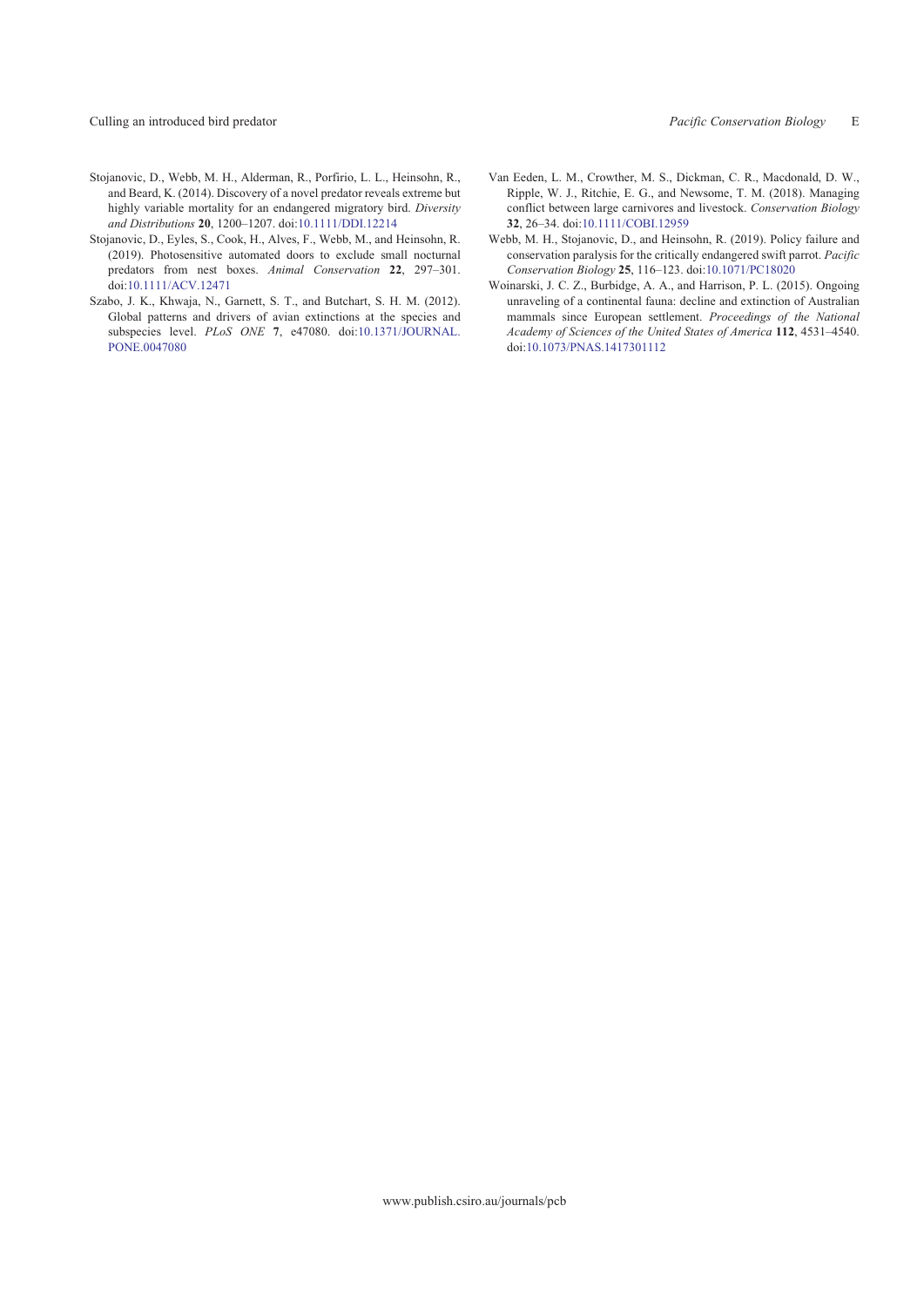Stojanovic, D., Webb, M. H., Alderman, R., Porfirio, L. L., Heinsohn, R., and Beard, K. (2014). Discovery of a novel predator reveals extreme but highly variable mortality for an endangered migratory bird. *Diversity and Distributions* **20**, 1200–1207. doi:10.1111/DDI.12214

Stojanovic, D., Eyles, S., Cook, H., Alves, F., Webb, M., and Heinsohn, R. (2019). Photosensitive automated doors to exclude small nocturnal predators from nest boxes. *Animal Conservation* **22**, 297–301. doi:10.1111/ACV.12471

Szabo, J. K., Khwaja, N., Garnett, S. T., and Butchart, S. H. M. (2012). Global patterns and drivers of avian extinctions at the species and subspecies level. *PLoS ONE* **7**, e47080. doi:10.1371/JOURNAL.PONE.0047080

Van Eeden, L. M., Crowther, M. S., Dickman, C. R., Macdonald, D. W., Ripple, W. J., Ritchie, E. G., and Newsome, T. M. (2018). Managing conflict between large carnivores and livestock. *Conservation Biology* **32**, 26–34. doi:10.1111/COBI.12959

Webb, M. H., Stojanovic, D., and Heinsohn, R. (2019). Policy failure and conservation paralysis for the critically endangered swift parrot. *Pacific Conservation Biology* **25**, 116–123. doi:10.1071/PC18020

Woinarski, J. C. Z., Burbidge, A. A., and Harrison, P. L. (2015). Ongoing unraveling of a continental fauna: decline and extinction of Australian mammals since European settlement. *Proceedings of the National Academy of Sciences of the United States of America* **112**, 4531–4540. doi:10.1073/PNAS.1417301112